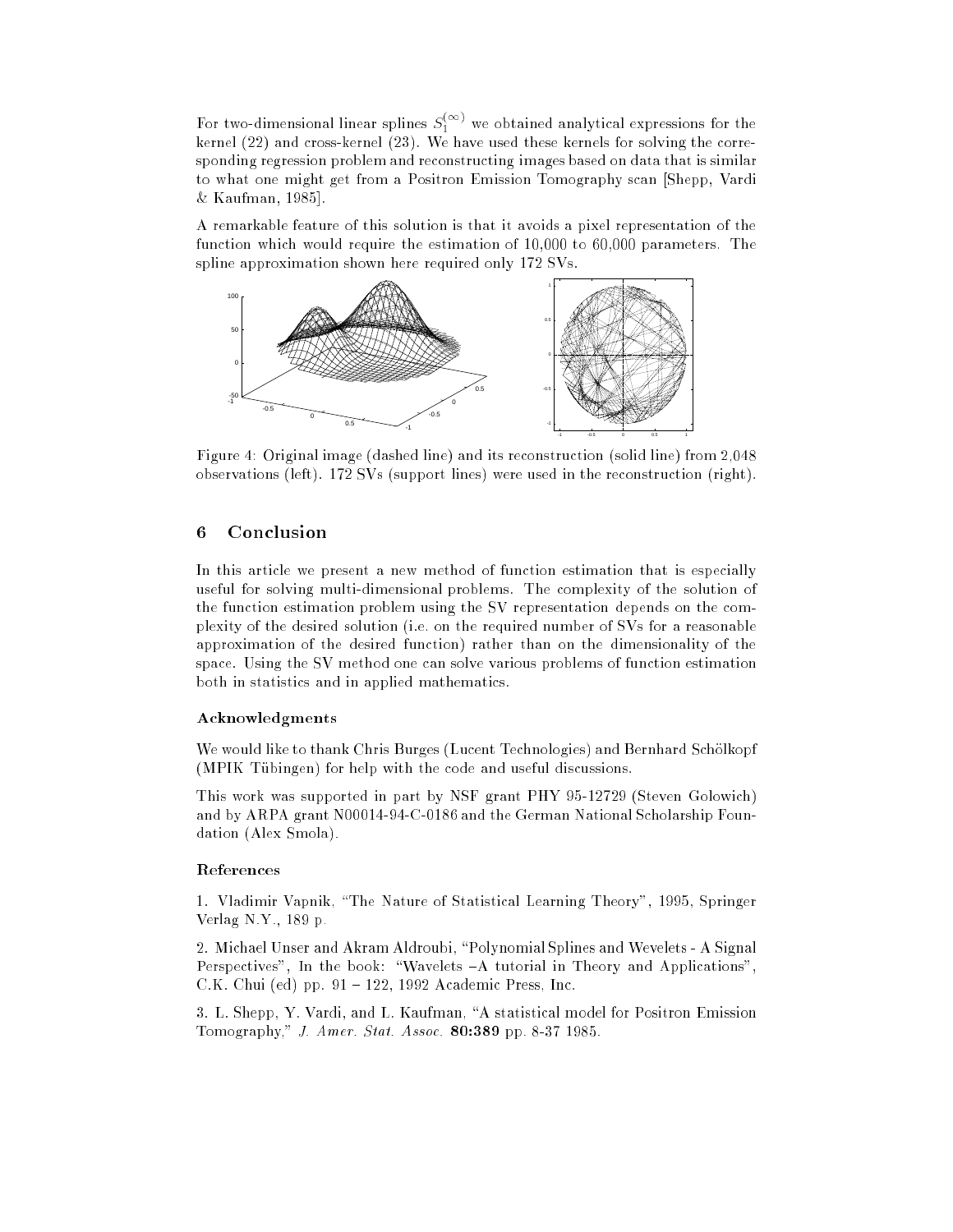For two-dimensional linear splines $S_1^{(\infty)}$ we obtained analytical expressions for the kernel (22) and cross-kernel (23). We have used these kernels for solving the corresponding regression problem and reconstructing images based on data that is similar to what one might get from a Positron Emission Tomography scan [Shepp, Vardi & Kaufman, 1985].

A remarkable feature of this solution is that it avoids a pixel representation of the function which would require the estimation of 10,000 to 60,000 parameters. The spline approximation shown here required only 172 SVs.

Figure 4: Original image (dashed line) and its reconstruction (solid line) from 2,048 observations (left). 172 SVs (support lines) were used in the reconstruction (right).

## 6 Conclusion

In this article we present a new method of function estimation that is especially useful for solving multi-dimensional problems. The complexity of the solution of the function estimation problem using the SV representation depends on the complexity of the desired solution (i.e. on the required number of SVs for a reasonable approximation of the desired function) rather than on the dimensionality of the space. Using the SV method one can solve various problems of function estimation both in statistics and in applied mathematics.

### Acknowledgments

We would like to thank Chris Burges (Lucent Technologies) and Bernhard Schölkopf (MPIK Tübingen) for help with the code and useful discussions.

This work was supported in part by NSF grant PHY 95-12729 (Steven Golowich) and by ARPA grant N00014-94-C-0186 and the German National Scholarship Foundation (Alex Smola).

### References

1. Vladimir Vapnik, "The Nature of Statistical Learning Theory", 1995, Springer Verlag N.Y., 189 p.

2. Michael Unser and Akram Aldroubi, "Polynomial Splines and Wevelets - A Signal Perspectives", In the book: "Wavelets –A tutorial in Theory and Applications", C.K. Chui (ed) pp. 91 – 122, 1992 Academic Press, Inc.

3. L. Shepp, Y. Vardi, and L. Kaufman, "A statistical model for Positron Emission Tomography," *J. Amer. Stat. Assoc.* **80:389** pp. 8-37 1985.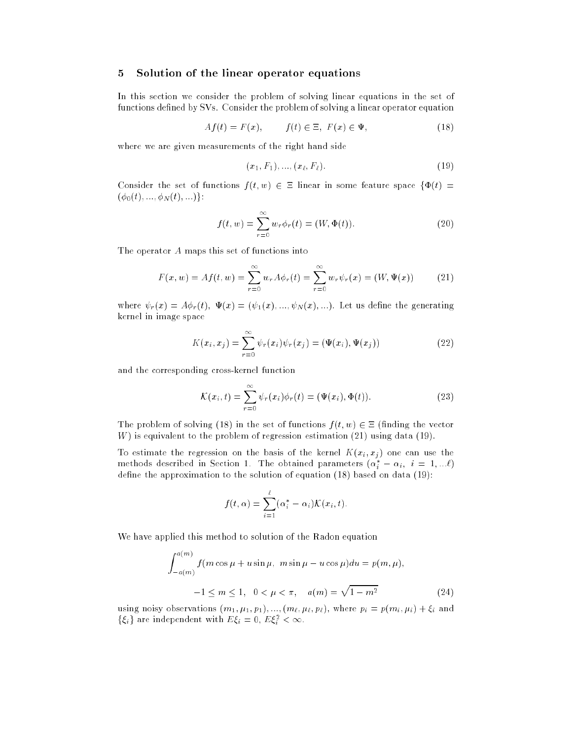## 5 Solution of the linear operator equations

In this section we consider the problem of solving linear equations in the set of functions defined by SVs. Consider the problem of solving a linear operator equation

$$Af(t) = F(x), \qquad f(t) \in \Xi, \ F(x) \in \Psi, \tag{18}$$

where we are given measurements of the right hand side

$$(x_1, F_1), ..., (x_\ell, F_\ell). \tag{19}$$

Consider the set of functions $f(t, w) \in \Xi$ linear in some feature space $\{\Phi(t) = (\phi_0(t), ..., \phi_N(t), ...)\}$:

$$f(t, w) = \sum_{r=0}^{\infty} w_r \phi_r(t) = (W, \Phi(t)). \tag{20}$$

The operator $A$ maps this set of functions into

$$F(x, w) = Af(t, w) = \sum_{r=0}^{\infty} u_r A\phi_r(t) = \sum_{r=0}^{\infty} w_r \psi_r(x) = (W, \Psi(x)) \tag{21}$$

where $\psi_r(x) = A\phi_r(t)$, $\Psi(x) = (\psi_1(x), ..., \psi_N(x), ...)$. Let us define the generating kernel in image space

$$K(x_i, x_j) = \sum_{r=0}^{\infty} \psi_r(x_i)\psi_r(x_j) = (\Psi(x_i), \Psi(x_j)) \tag{22}$$

and the corresponding cross-kernel function

$$\mathcal{K}(x_i, t) = \sum_{r=0}^{\infty} \psi_r(x_i)\phi_r(t) = (\Psi(x_i), \Phi(t)). \tag{23}$$

The problem of solving (18) in the set of functions $f(t, w) \in \Xi$ (finding the vector $W$) is equivalent to the problem of regression estimation (21) using data (19).

To estimate the regression on the basis of the kernel $K(x_i, x_j)$ one can use the methods described in Section 1. The obtained parameters $(\alpha_i^* - \alpha_i, \ i = 1, ...\ell)$ define the approximation to the solution of equation (18) based on data (19):

$$f(t, \alpha) = \sum_{i=1}^{\ell} (\alpha_i^* - \alpha_i)\mathcal{K}(x_i, t).$$

We have applied this method to solution of the Radon equation

$$\int_{-a(m)}^{a(m)} f(m\cos\mu + u\sin\mu, \ m\sin\mu - u\cos\mu)du = p(m, \mu),$$

$$-1 \le m \le 1, \quad 0 < \mu < \pi, \quad a(m) = \sqrt{1 - m^2} \tag{24}$$

using noisy observations $(m_1, \mu_1, p_1), ..., (m_\ell, \mu_\ell, p_\ell)$, where $p_i = p(m_i, \mu_i) + \xi_i$ and $\{\xi_i\}$ are independent with $E\xi_i = 0$, $E\xi_i^2 < \infty$.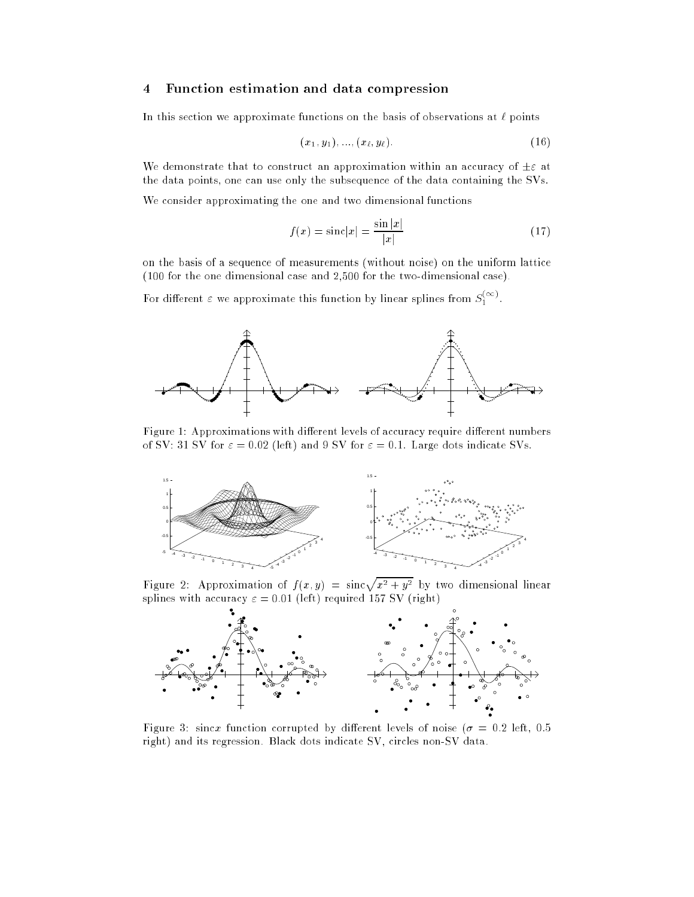## 4 Function estimation and data compression

In this section we approximate functions on the basis of observations at $\ell$ points

$$(x_1, y_1), ..., (x_\ell, y_\ell). \tag{16}$$

We demonstrate that to construct an approximation within an accuracy of $\pm\varepsilon$ at the data points, one can use only the subsequence of the data containing the SVs.

We consider approximating the one and two dimensional functions

$$f(x) = \text{sinc}|x| = \frac{\sin |x|}{|x|} \tag{17}$$

on the basis of a sequence of measurements (without noise) on the uniform lattice (100 for the one dimensional case and 2,500 for the two-dimensional case).

For different $\varepsilon$ we approximate this function by linear splines from $S_1^{(\infty)}$.

Figure 1: Approximations with different levels of accuracy require different numbers of SV: 31 SV for $\varepsilon = 0.02$ (left) and 9 SV for $\varepsilon = 0.1$. Large dots indicate SVs.

Figure 2: Approximation of $f(x, y) = \text{sinc}\sqrt{x^2 + y^2}$ by two dimensional linear splines with accuracy $\varepsilon = 0.01$ (left) required 157 SV (right)

Figure 3: sinc$x$ function corrupted by different levels of noise ($\sigma = 0.2$ left, 0.5 right) and its regression. Black dots indicate SV, circles non-SV data.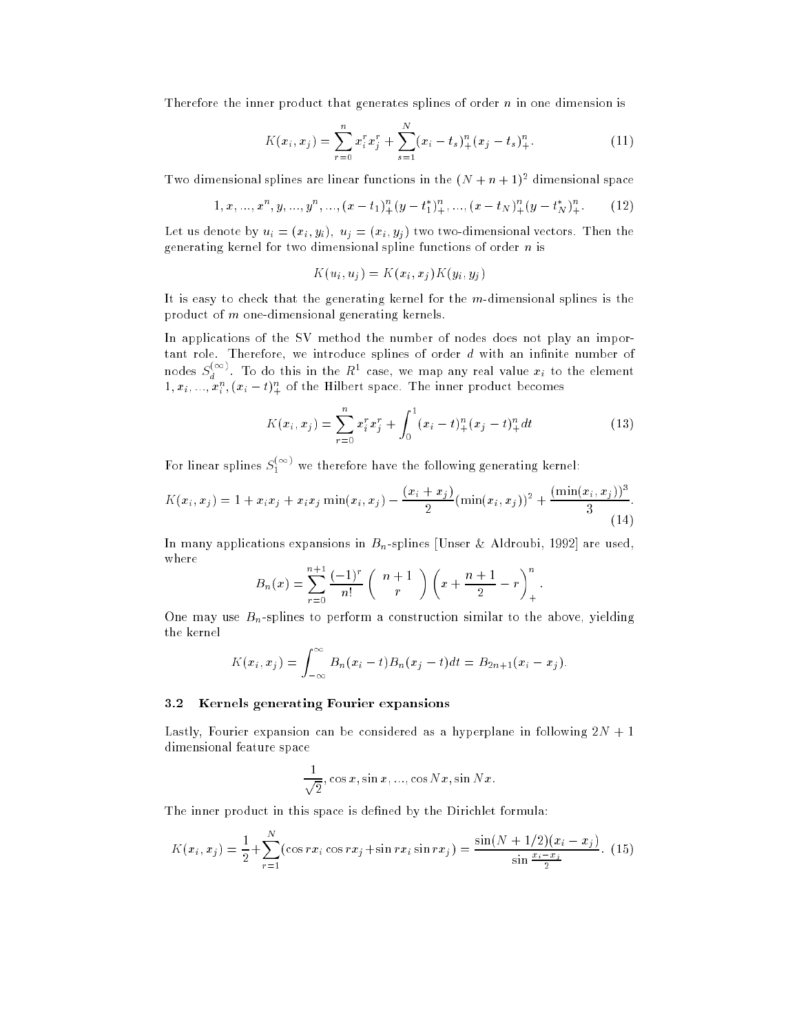Therefore the inner product that generates splines of order $n$ in one dimension is

$$K(x_i, x_j) = \sum_{r=0}^{n} x_i^r x_j^r + \sum_{s=1}^{N} (x_i - t_s)_+^n (x_j - t_s)_+^n. \tag{11}$$

Two dimensional splines are linear functions in the $(N+n+1)^2$ dimensional space

$$1, x, ..., x^n, y, ..., y^n, ..., (x - t_1)_+^n (y - t_1^*)_+^n, ..., (x - t_N)_+^n (y - t_N^*)_+^n. \tag{12}$$

Let us denote by $u_i = (x_i, y_i)$, $u_j = (x_i, y_j)$ two two-dimensional vectors. Then the generating kernel for two dimensional spline functions of order $n$ is

$$K(u_i, u_j) = K(x_i, x_j) K(y_i, y_j)$$

It is easy to check that the generating kernel for the $m$-dimensional splines is the product of $m$ one-dimensional generating kernels.

In applications of the SV method the number of nodes does not play an important role. Therefore, we introduce splines of order $d$ with an infinite number of nodes $S_d^{(\infty)}$. To do this in the $R^1$ case, we map any real value $x_i$ to the element $1, x_i, ..., x_i^n, (x_i - t)_+^n$ of the Hilbert space. The inner product becomes

$$K(x_i, x_j) = \sum_{r=0}^{n} x_i^r x_j^r + \int_0^1 (x_i - t)_+^n (x_j - t)_+^n dt \tag{13}$$

For linear splines $S_1^{(\infty)}$ we therefore have the following generating kernel:

$$K(x_i, x_j) = 1 + x_i x_j + x_i x_j \min(x_i, x_j) - \frac{(x_i + x_j)}{2} (\min(x_i, x_j))^2 + \frac{(\min(x_i, x_j))^3}{3}. \tag{14}$$

In many applications expansions in $B_n$-splines [Unser & Aldroubi, 1992] are used, where

$$B_n(x) = \sum_{r=0}^{n+1} \frac{(-1)^r}{n!} \binom{n+1}{r} \left( x + \frac{n+1}{2} - r \right)_+^n.$$

One may use $B_n$-splines to perform a construction similar to the above, yielding the kernel

$$K(x_i, x_j) = \int_{-\infty}^{\infty} B_n(x_i - t) B_n(x_j - t) dt = B_{2n+1}(x_i - x_j).$$

### 3.2 Kernels generating Fourier expansions

Lastly, Fourier expansion can be considered as a hyperplane in following $2N+1$ dimensional feature space

$$\frac{1}{\sqrt{2}}, \cos x, \sin x, ..., \cos Nx, \sin Nx.$$

The inner product in this space is defined by the Dirichlet formula:

$$K(x_i, x_j) = \frac{1}{2} + \sum_{r=1}^{N} (\cos rx_i \cos rx_j + \sin rx_i \sin rx_j) = \frac{\sin(N + 1/2)(x_i - x_j)}{\sin \frac{x_i - x_j}{2}}. \tag{15}$$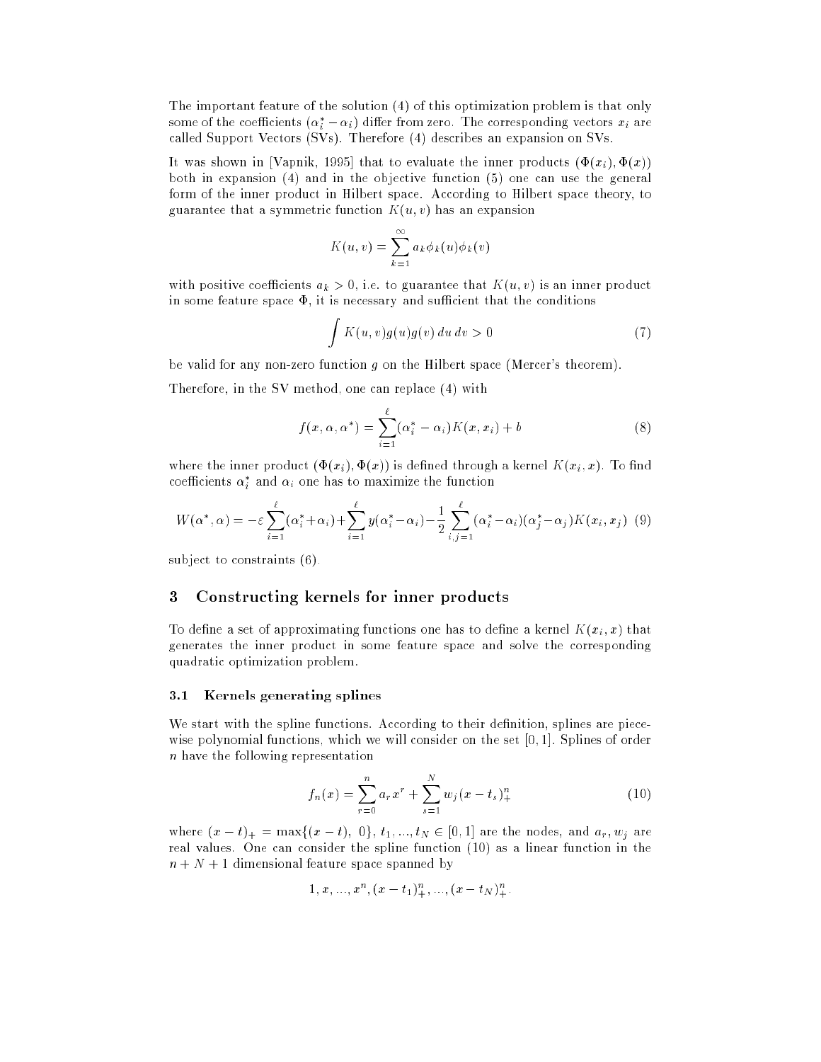The important feature of the solution (4) of this optimization problem is that only some of the coefficients $(\alpha_i^* - \alpha_i)$ differ from zero. The corresponding vectors $x_i$ are called Support Vectors (SVs). Therefore (4) describes an expansion on SVs.

It was shown in [Vapnik, 1995] that to evaluate the inner products $(\Phi(x_i), \Phi(x))$ both in expansion (4) and in the objective function (5) one can use the general form of the inner product in Hilbert space. According to Hilbert space theory, to guarantee that a symmetric function $K(u, v)$ has an expansion

$$K(u, v) = \sum_{k=1}^{\infty} a_k \phi_k(u) \phi_k(v)$$

with positive coefficients $a_k > 0$, i.e. to guarantee that $K(u, v)$ is an inner product in some feature space $\Phi$, it is necessary and sufficient that the conditions

$$\int K(u, v) g(u) g(v) \, du \, dv > 0 \tag{7}$$

be valid for any non-zero function $g$ on the Hilbert space (Mercer's theorem).

Therefore, in the SV method, one can replace (4) with

$$f(x, \alpha, \alpha^*) = \sum_{i=1}^{\ell} (\alpha_i^* - \alpha_i) K(x, x_i) + b \tag{8}$$

where the inner product $(\Phi(x_i), \Phi(x))$ is defined through a kernel $K(x_i, x)$. To find coefficients $\alpha_i^*$ and $\alpha_i$ one has to maximize the function

$$W(\alpha^*, \alpha) = -\varepsilon \sum_{i=1}^{\ell} (\alpha_i^* + \alpha_i) + \sum_{i=1}^{\ell} y(\alpha_i^* - \alpha_i) - \frac{1}{2} \sum_{i,j=1}^{\ell} (\alpha_i^* - \alpha_i)(\alpha_j^* - \alpha_j) K(x_i, x_j) \tag{9}$$

subject to constraints (6).

## 3 Constructing kernels for inner products

To define a set of approximating functions one has to define a kernel $K(x_i, x)$ that generates the inner product in some feature space and solve the corresponding quadratic optimization problem.

### 3.1 Kernels generating splines

We start with the spline functions. According to their definition, splines are piecewise polynomial functions, which we will consider on the set $[0, 1]$. Splines of order $n$ have the following representation

$$f_n(x) = \sum_{r=0}^{n} a_r x^r + \sum_{s=1}^{N} w_j (x - t_s)_+^n \tag{10}$$

where $(x - t)_+ = \max\{(x - t), \ 0\}$, $t_1, ..., t_N \in [0, 1]$ are the nodes, and $a_r, w_j$ are real values. One can consider the spline function (10) as a linear function in the $n + N + 1$ dimensional feature space spanned by

$$1, x, ..., x^n, (x - t_1)_+^n, ..., (x - t_N)_+^n.$$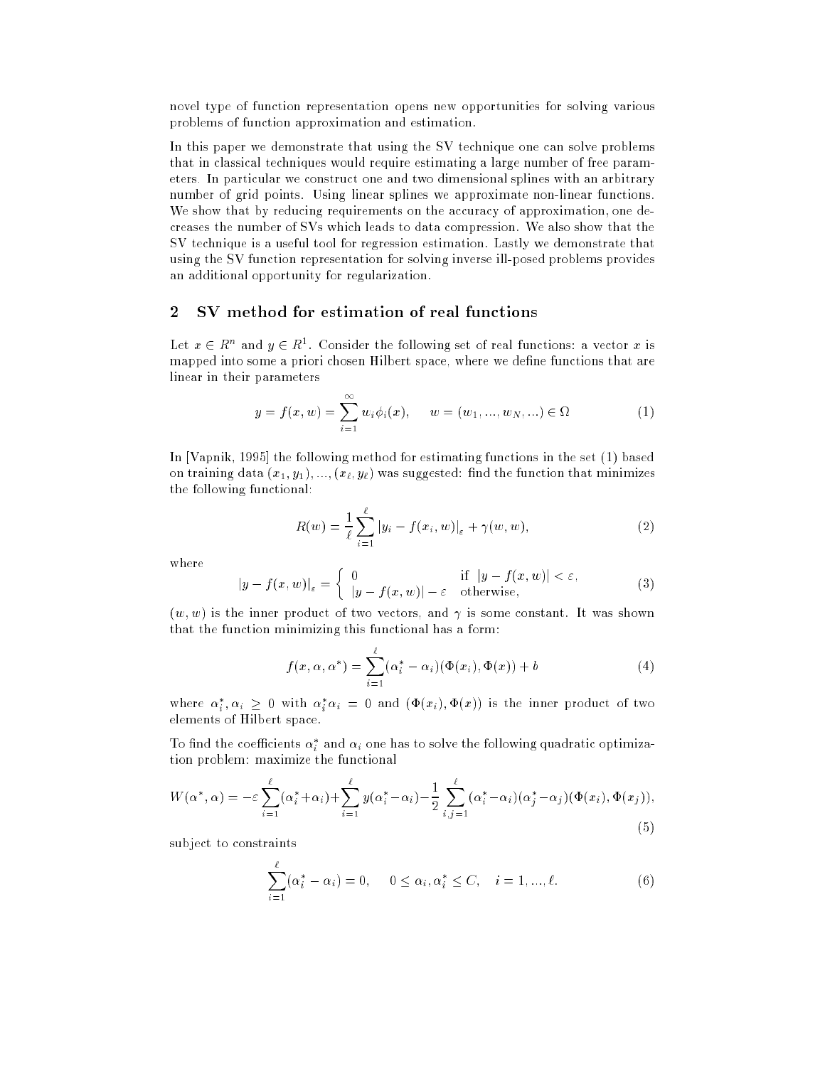novel type of function representation opens new opportunities for solving various problems of function approximation and estimation.

In this paper we demonstrate that using the SV technique one can solve problems that in classical techniques would require estimating a large number of free parameters. In particular we construct one and two dimensional splines with an arbitrary number of grid points. Using linear splines we approximate non-linear functions. We show that by reducing requirements on the accuracy of approximation, one decreases the number of SVs which leads to data compression. We also show that the SV technique is a useful tool for regression estimation. Lastly we demonstrate that using the SV function representation for solving inverse ill-posed problems provides an additional opportunity for regularization.

## 2 SV method for estimation of real functions

Let $x \in R^n$ and $y \in R^1$. Consider the following set of real functions: a vector $x$ is mapped into some a priori chosen Hilbert space, where we define functions that are linear in their parameters

$$y = f(x, w) = \sum_{i=1}^{\infty} w_i \phi_i(x), \qquad w = (w_1, ..., w_N, ...) \in \Omega \tag{1}$$

In [Vapnik, 1995] the following method for estimating functions in the set (1) based on training data $(x_1, y_1), ..., (x_\ell, y_\ell)$ was suggested: find the function that minimizes the following functional:

$$R(w) = \frac{1}{\ell} \sum_{i=1}^{\ell} |y_i - f(x_i, w)|_\varepsilon + \gamma(w, w), \tag{2}$$

where

$$|y - f(x, w)|_\varepsilon = \begin{cases} 0 & \text{if } \; |y - f(x, w)| < \varepsilon, \\ |y - f(x, w)| - \varepsilon & \text{otherwise,} \end{cases} \tag{3}$$

$(w, w)$ is the inner product of two vectors, and $\gamma$ is some constant. It was shown that the function minimizing this functional has a form:

$$f(x, \alpha, \alpha^*) = \sum_{i=1}^{\ell} (\alpha_i^* - \alpha_i)(\Phi(x_i), \Phi(x)) + b \tag{4}$$

where $\alpha_i^*, \alpha_i \geq 0$ with $\alpha_i^* \alpha_i = 0$ and $(\Phi(x_i), \Phi(x))$ is the inner product of two elements of Hilbert space.

To find the coefficients $\alpha_i^*$ and $\alpha_i$ one has to solve the following quadratic optimization problem: maximize the functional

$$W(\alpha^*, \alpha) = -\varepsilon \sum_{i=1}^{\ell} (\alpha_i^* + \alpha_i) + \sum_{i=1}^{\ell} y(\alpha_i^* - \alpha_i) - \frac{1}{2} \sum_{i,j=1}^{\ell} (\alpha_i^* - \alpha_i)(\alpha_j^* - \alpha_j)(\Phi(x_i), \Phi(x_j)), \tag{5}$$

subject to constraints

$$\sum_{i=1}^{\ell} (\alpha_i^* - \alpha_i) = 0, \qquad 0 \leq \alpha_i, \alpha_i^* \leq C, \quad i = 1, ..., \ell. \tag{6}$$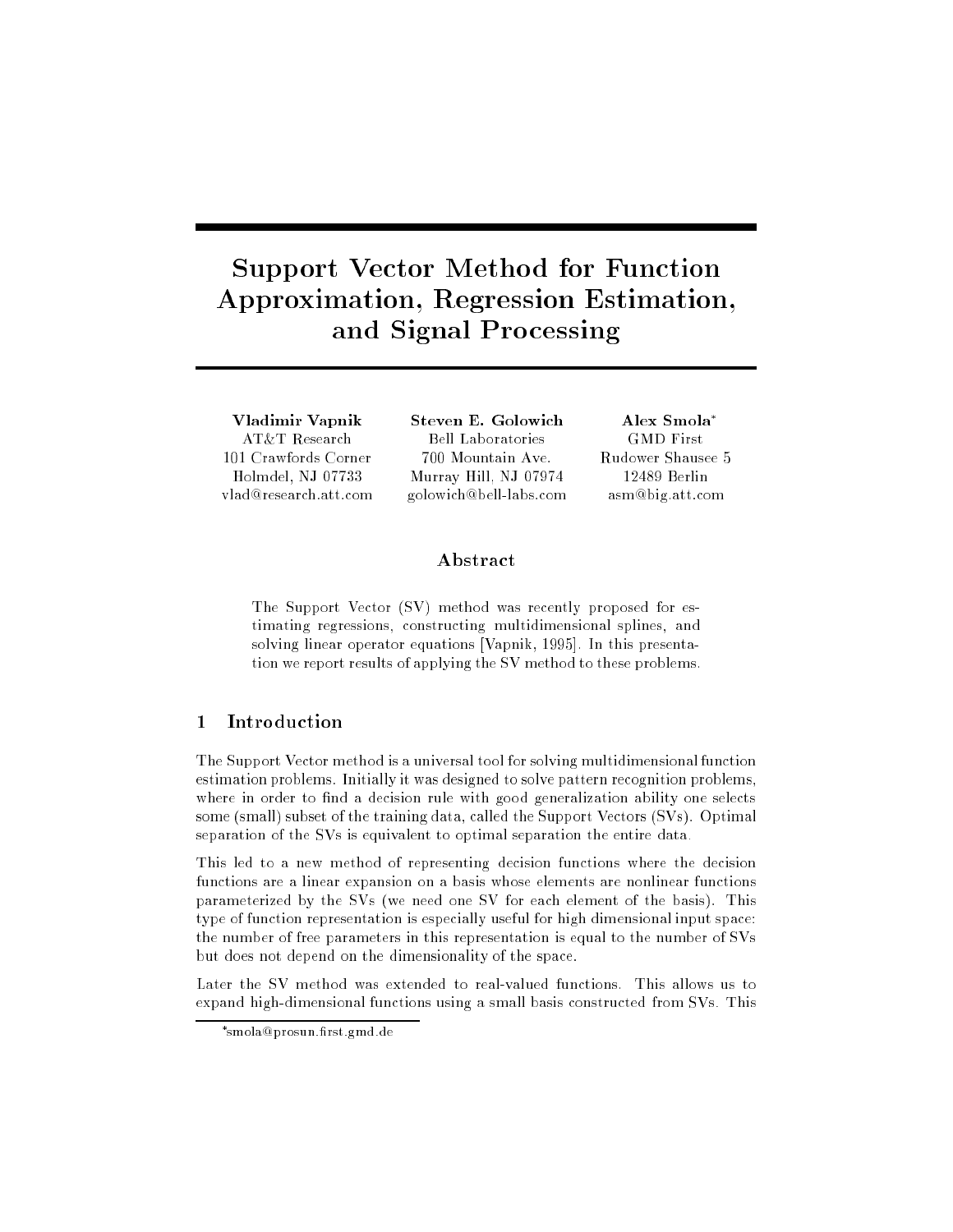# Support Vector Method for Function Approximation, Regression Estimation, and Signal Processing

**Vladimir Vapnik**
AT&T Research
101 Crawfords Corner
Holmdel, NJ 07733
vlad@research.att.com

**Steven E. Golowich**
Bell Laboratories
700 Mountain Ave.
Murray Hill, NJ 07974
golowich@bell-labs.com

**Alex Smola***
GMD First
Rudower Shausee 5
12489 Berlin
asm@big.att.com

## Abstract

The Support Vector (SV) method was recently proposed for estimating regressions, constructing multidimensional splines, and solving linear operator equations [Vapnik, 1995]. In this presentation we report results of applying the SV method to these problems.

## 1 Introduction

The Support Vector method is a universal tool for solving multidimensional function estimation problems. Initially it was designed to solve pattern recognition problems, where in order to find a decision rule with good generalization ability one selects some (small) subset of the training data, called the Support Vectors (SVs). Optimal separation of the SVs is equivalent to optimal separation the entire data.

This led to a new method of representing decision functions where the decision functions are a linear expansion on a basis whose elements are nonlinear functions parameterized by the SVs (we need one SV for each element of the basis). This type of function representation is especially useful for high dimensional input space: the number of free parameters in this representation is equal to the number of SVs but does not depend on the dimensionality of the space.

Later the SV method was extended to real-valued functions. This allows us to expand high-dimensional functions using a small basis constructed from SVs. This

*smola@prosun.first.gmd.de